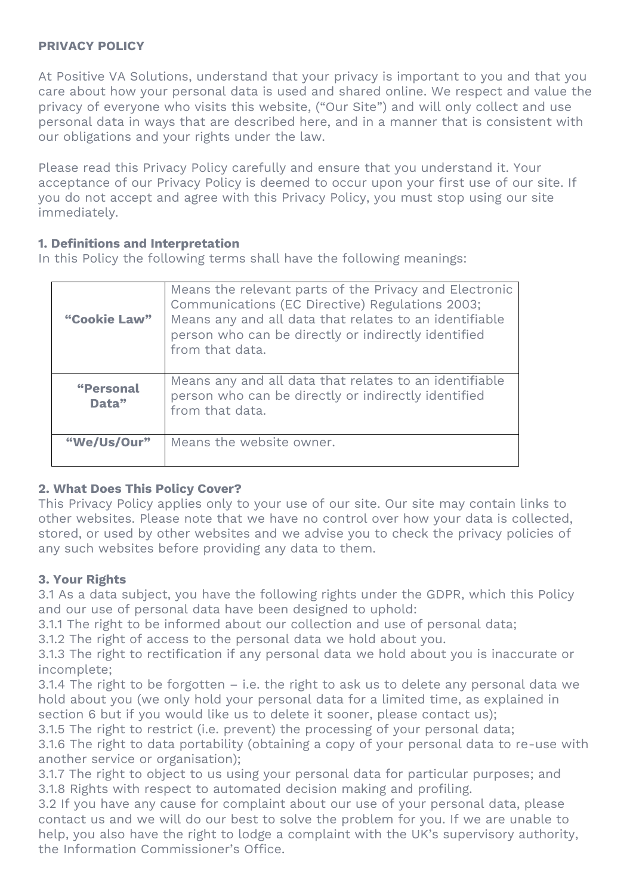**PRIVACY POLICY**

At Positive VA Solutions, understand that your privacy is important to you and that you care about how your personal data is used and shared online. We respect and value the privacy of everyone who visits this website, ("Our Site") and will only collect and use personal data in ways that are described here, and in a manner that is consistent with our obligations and your rights under the law.

Please read this Privacy Policy carefully and ensure that you understand it. Your acceptance of our Privacy Policy is deemed to occur upon your first use of our site. If you do not accept and agree with this Privacy Policy, you must stop using our site immediately.

**1. Definitions and Interpretation**

In this Policy the following terms shall have the following meanings:

| | |
|---|---|
| **"Cookie Law"** | Means the relevant parts of the Privacy and Electronic Communications (EC Directive) Regulations 2003; Means any and all data that relates to an identifiable person who can be directly or indirectly identified from that data. |
| **"Personal Data"** | Means any and all data that relates to an identifiable person who can be directly or indirectly identified from that data. |
| **"We/Us/Our"** | Means the website owner. |

**2. What Does This Policy Cover?**

This Privacy Policy applies only to your use of our site. Our site may contain links to other websites. Please note that we have no control over how your data is collected, stored, or used by other websites and we advise you to check the privacy policies of any such websites before providing any data to them.

**3. Your Rights**

3.1 As a data subject, you have the following rights under the GDPR, which this Policy and our use of personal data have been designed to uphold:

3.1.1 The right to be informed about our collection and use of personal data;

3.1.2 The right of access to the personal data we hold about you.

3.1.3 The right to rectification if any personal data we hold about you is inaccurate or incomplete;

3.1.4 The right to be forgotten – i.e. the right to ask us to delete any personal data we hold about you (we only hold your personal data for a limited time, as explained in section 6 but if you would like us to delete it sooner, please contact us);

3.1.5 The right to restrict (i.e. prevent) the processing of your personal data;

3.1.6 The right to data portability (obtaining a copy of your personal data to re-use with another service or organisation);

3.1.7 The right to object to us using your personal data for particular purposes; and

3.1.8 Rights with respect to automated decision making and profiling.

3.2 If you have any cause for complaint about our use of your personal data, please contact us and we will do our best to solve the problem for you. If we are unable to help, you also have the right to lodge a complaint with the UK's supervisory authority, the Information Commissioner's Office.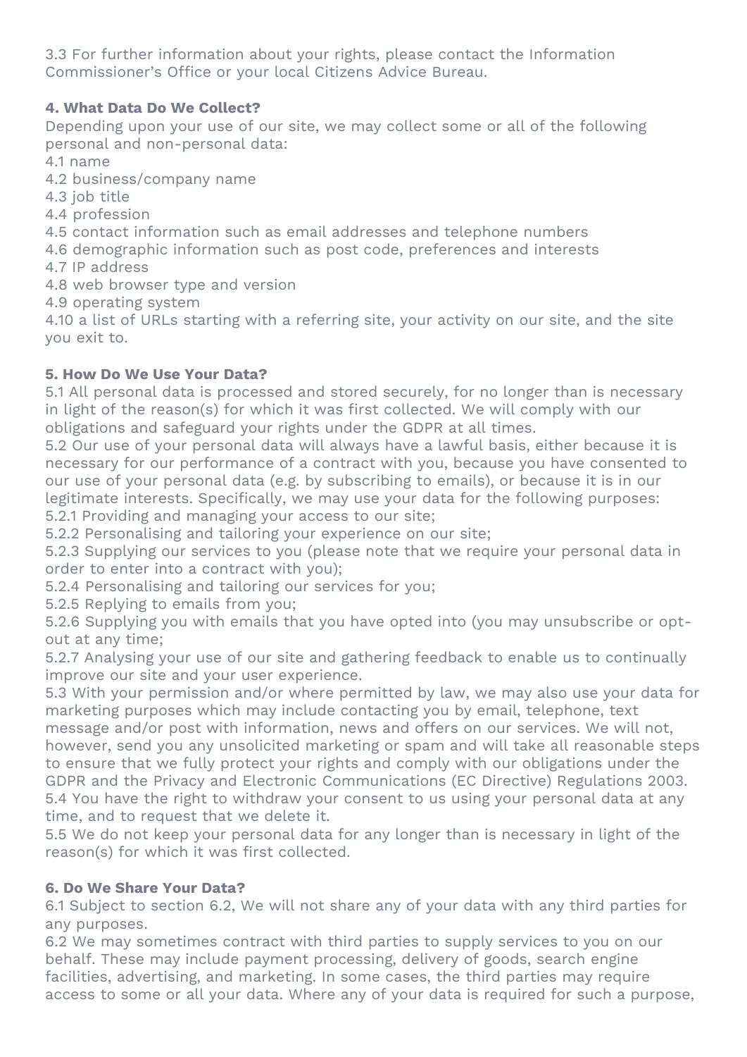3.3 For further information about your rights, please contact the Information Commissioner's Office or your local Citizens Advice Bureau.

**4. What Data Do We Collect?**

Depending upon your use of our site, we may collect some or all of the following personal and non-personal data:

4.1 name
4.2 business/company name
4.3 job title
4.4 profession
4.5 contact information such as email addresses and telephone numbers
4.6 demographic information such as post code, preferences and interests
4.7 IP address
4.8 web browser type and version
4.9 operating system
4.10 a list of URLs starting with a referring site, your activity on our site, and the site you exit to.

**5. How Do We Use Your Data?**

5.1 All personal data is processed and stored securely, for no longer than is necessary in light of the reason(s) for which it was first collected. We will comply with our obligations and safeguard your rights under the GDPR at all times.
5.2 Our use of your personal data will always have a lawful basis, either because it is necessary for our performance of a contract with you, because you have consented to our use of your personal data (e.g. by subscribing to emails), or because it is in our legitimate interests. Specifically, we may use your data for the following purposes:
5.2.1 Providing and managing your access to our site;
5.2.2 Personalising and tailoring your experience on our site;
5.2.3 Supplying our services to you (please note that we require your personal data in order to enter into a contract with you);
5.2.4 Personalising and tailoring our services for you;
5.2.5 Replying to emails from you;
5.2.6 Supplying you with emails that you have opted into (you may unsubscribe or opt-out at any time;
5.2.7 Analysing your use of our site and gathering feedback to enable us to continually improve our site and your user experience.
5.3 With your permission and/or where permitted by law, we may also use your data for marketing purposes which may include contacting you by email, telephone, text message and/or post with information, news and offers on our services. We will not, however, send you any unsolicited marketing or spam and will take all reasonable steps to ensure that we fully protect your rights and comply with our obligations under the GDPR and the Privacy and Electronic Communications (EC Directive) Regulations 2003.
5.4 You have the right to withdraw your consent to us using your personal data at any time, and to request that we delete it.
5.5 We do not keep your personal data for any longer than is necessary in light of the reason(s) for which it was first collected.

**6. Do We Share Your Data?**

6.1 Subject to section 6.2, We will not share any of your data with any third parties for any purposes.
6.2 We may sometimes contract with third parties to supply services to you on our behalf. These may include payment processing, delivery of goods, search engine facilities, advertising, and marketing. In some cases, the third parties may require access to some or all your data. Where any of your data is required for such a purpose,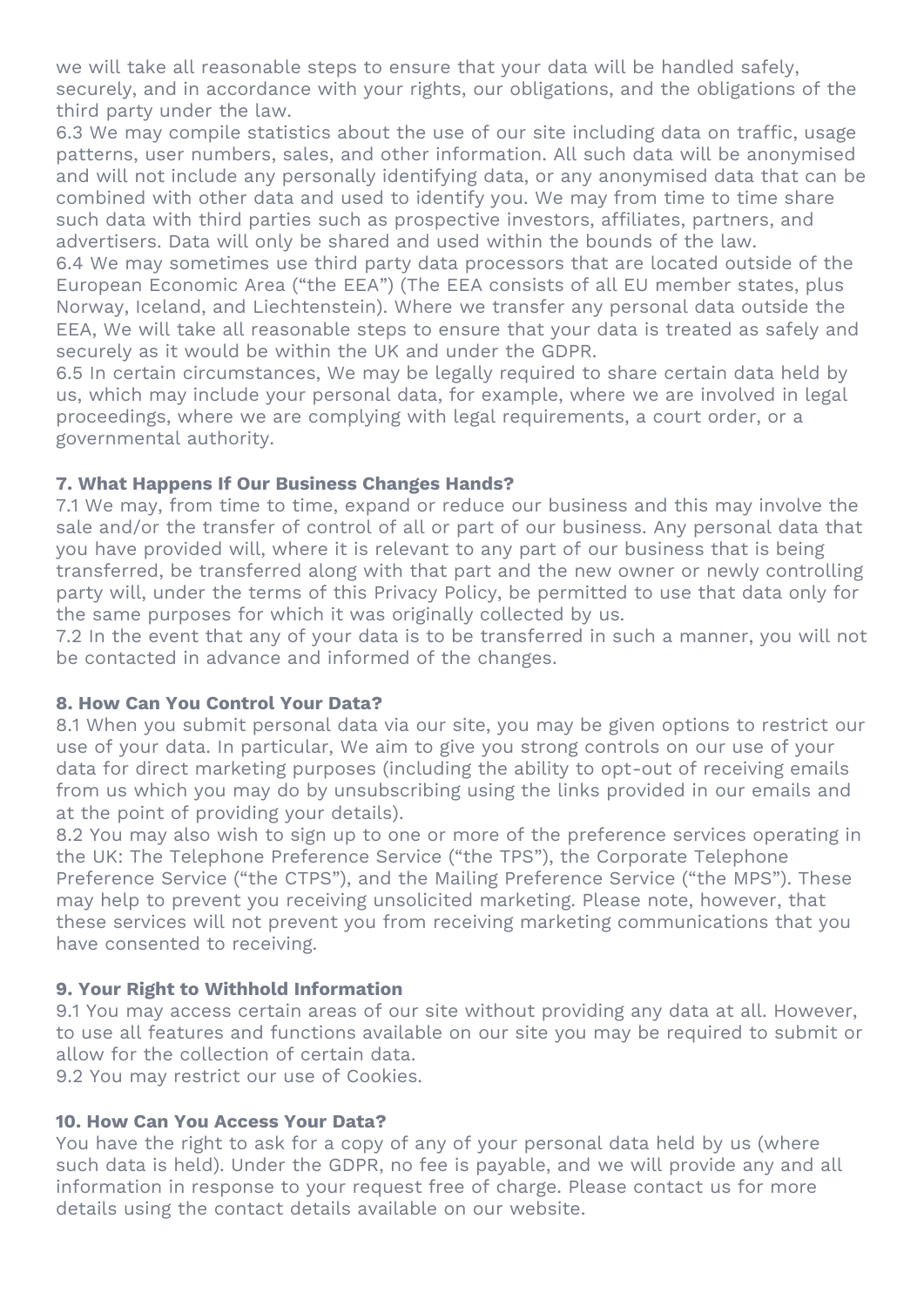we will take all reasonable steps to ensure that your data will be handled safely, securely, and in accordance with your rights, our obligations, and the obligations of the third party under the law.

6.3 We may compile statistics about the use of our site including data on traffic, usage patterns, user numbers, sales, and other information. All such data will be anonymised and will not include any personally identifying data, or any anonymised data that can be combined with other data and used to identify you. We may from time to time share such data with third parties such as prospective investors, affiliates, partners, and advertisers. Data will only be shared and used within the bounds of the law.

6.4 We may sometimes use third party data processors that are located outside of the European Economic Area ("the EEA") (The EEA consists of all EU member states, plus Norway, Iceland, and Liechtenstein). Where we transfer any personal data outside the EEA, We will take all reasonable steps to ensure that your data is treated as safely and securely as it would be within the UK and under the GDPR.

6.5 In certain circumstances, We may be legally required to share certain data held by us, which may include your personal data, for example, where we are involved in legal proceedings, where we are complying with legal requirements, a court order, or a governmental authority.

## 7. What Happens If Our Business Changes Hands?

7.1 We may, from time to time, expand or reduce our business and this may involve the sale and/or the transfer of control of all or part of our business. Any personal data that you have provided will, where it is relevant to any part of our business that is being transferred, be transferred along with that part and the new owner or newly controlling party will, under the terms of this Privacy Policy, be permitted to use that data only for the same purposes for which it was originally collected by us.

7.2 In the event that any of your data is to be transferred in such a manner, you will not be contacted in advance and informed of the changes.

## 8. How Can You Control Your Data?

8.1 When you submit personal data via our site, you may be given options to restrict our use of your data. In particular, We aim to give you strong controls on our use of your data for direct marketing purposes (including the ability to opt-out of receiving emails from us which you may do by unsubscribing using the links provided in our emails and at the point of providing your details).

8.2 You may also wish to sign up to one or more of the preference services operating in the UK: The Telephone Preference Service ("the TPS"), the Corporate Telephone Preference Service ("the CTPS"), and the Mailing Preference Service ("the MPS"). These may help to prevent you receiving unsolicited marketing. Please note, however, that these services will not prevent you from receiving marketing communications that you have consented to receiving.

## 9. Your Right to Withhold Information

9.1 You may access certain areas of our site without providing any data at all. However, to use all features and functions available on our site you may be required to submit or allow for the collection of certain data.

9.2 You may restrict our use of Cookies.

## 10. How Can You Access Your Data?

You have the right to ask for a copy of any of your personal data held by us (where such data is held). Under the GDPR, no fee is payable, and we will provide any and all information in response to your request free of charge. Please contact us for more details using the contact details available on our website.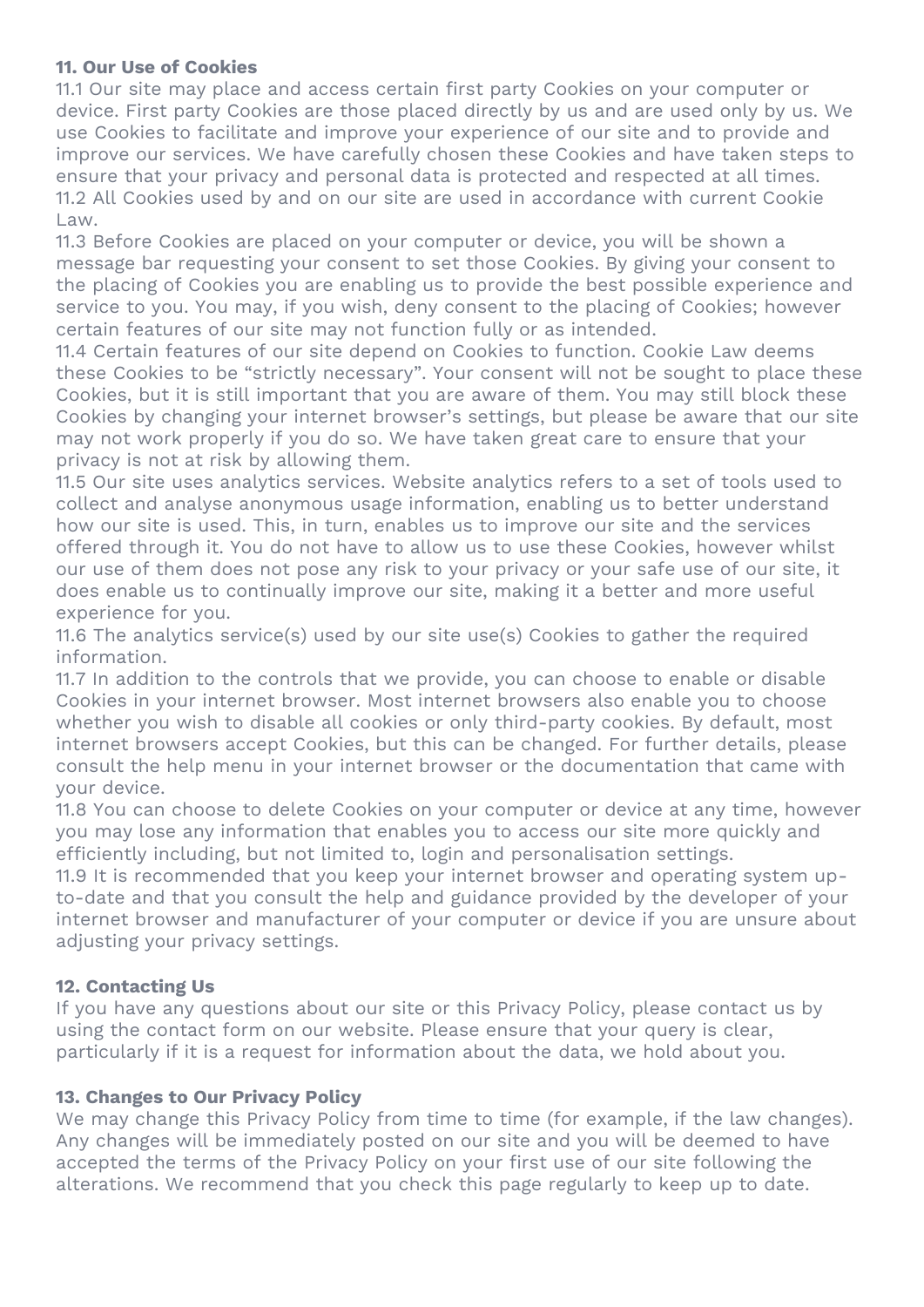### 11. Our Use of Cookies

11.1 Our site may place and access certain first party Cookies on your computer or device. First party Cookies are those placed directly by us and are used only by us. We use Cookies to facilitate and improve your experience of our site and to provide and improve our services. We have carefully chosen these Cookies and have taken steps to ensure that your privacy and personal data is protected and respected at all times.
11.2 All Cookies used by and on our site are used in accordance with current Cookie Law.
11.3 Before Cookies are placed on your computer or device, you will be shown a message bar requesting your consent to set those Cookies. By giving your consent to the placing of Cookies you are enabling us to provide the best possible experience and service to you. You may, if you wish, deny consent to the placing of Cookies; however certain features of our site may not function fully or as intended.
11.4 Certain features of our site depend on Cookies to function. Cookie Law deems these Cookies to be "strictly necessary". Your consent will not be sought to place these Cookies, but it is still important that you are aware of them. You may still block these Cookies by changing your internet browser's settings, but please be aware that our site may not work properly if you do so. We have taken great care to ensure that your privacy is not at risk by allowing them.
11.5 Our site uses analytics services. Website analytics refers to a set of tools used to collect and analyse anonymous usage information, enabling us to better understand how our site is used. This, in turn, enables us to improve our site and the services offered through it. You do not have to allow us to use these Cookies, however whilst our use of them does not pose any risk to your privacy or your safe use of our site, it does enable us to continually improve our site, making it a better and more useful experience for you.
11.6 The analytics service(s) used by our site use(s) Cookies to gather the required information.
11.7 In addition to the controls that we provide, you can choose to enable or disable Cookies in your internet browser. Most internet browsers also enable you to choose whether you wish to disable all cookies or only third-party cookies. By default, most internet browsers accept Cookies, but this can be changed. For further details, please consult the help menu in your internet browser or the documentation that came with your device.
11.8 You can choose to delete Cookies on your computer or device at any time, however you may lose any information that enables you to access our site more quickly and efficiently including, but not limited to, login and personalisation settings.
11.9 It is recommended that you keep your internet browser and operating system up-to-date and that you consult the help and guidance provided by the developer of your internet browser and manufacturer of your computer or device if you are unsure about adjusting your privacy settings.

### 12. Contacting Us

If you have any questions about our site or this Privacy Policy, please contact us by using the contact form on our website. Please ensure that your query is clear, particularly if it is a request for information about the data, we hold about you.

### 13. Changes to Our Privacy Policy

We may change this Privacy Policy from time to time (for example, if the law changes). Any changes will be immediately posted on our site and you will be deemed to have accepted the terms of the Privacy Policy on your first use of our site following the alterations. We recommend that you check this page regularly to keep up to date.